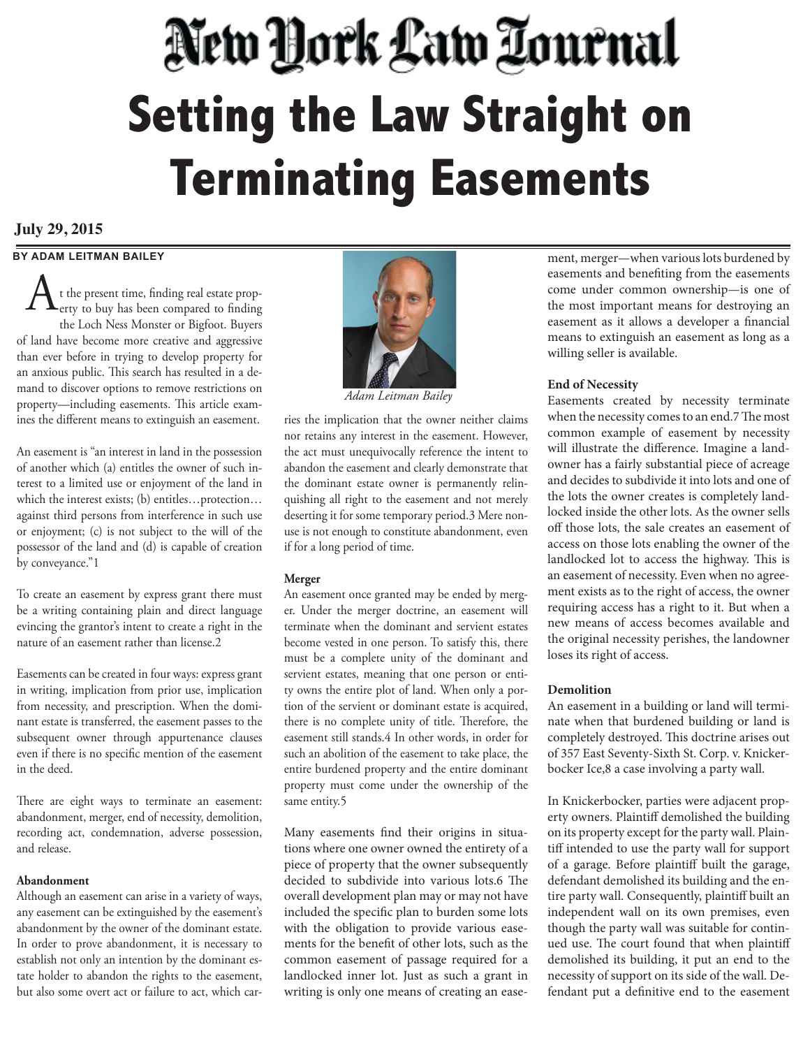# New York Law Journal

# Setting the Law Straight on Terminating Easements

**July 29, 2015**

**BY ADAM LEITMAN BAILEY**

*Adam Leitman Bailey*

At the present time, finding real estate property to buy has been compared to finding the Loch Ness Monster or Bigfoot. Buyers of land have become more creative and aggressive than ever before in trying to develop property for an anxious public. This search has resulted in a demand to discover options to remove restrictions on property—including easements. This article examines the different means to extinguish an easement.

An easement is "an interest in land in the possession of another which (a) entitles the owner of such interest to a limited use or enjoyment of the land in which the interest exists; (b) entitles…protection… against third persons from interference in such use or enjoyment; (c) is not subject to the will of the possessor of the land and (d) is capable of creation by conveyance."1

To create an easement by express grant there must be a writing containing plain and direct language evincing the grantor's intent to create a right in the nature of an easement rather than license.2

Easements can be created in four ways: express grant in writing, implication from prior use, implication from necessity, and prescription. When the dominant estate is transferred, the easement passes to the subsequent owner through appurtenance clauses even if there is no specific mention of the easement in the deed.

There are eight ways to terminate an easement: abandonment, merger, end of necessity, demolition, recording act, condemnation, adverse possession, and release.

**Abandonment**

Although an easement can arise in a variety of ways, any easement can be extinguished by the easement's abandonment by the owner of the dominant estate. In order to prove abandonment, it is necessary to establish not only an intention by the dominant estate holder to abandon the rights to the easement, but also some overt act or failure to act, which carries the implication that the owner neither claims nor retains any interest in the easement. However, the act must unequivocally reference the intent to abandon the easement and clearly demonstrate that the dominant estate owner is permanently relinquishing all right to the easement and not merely deserting it for some temporary period.3 Mere nonuse is not enough to constitute abandonment, even if for a long period of time.

**Merger**

An easement once granted may be ended by merger. Under the merger doctrine, an easement will terminate when the dominant and servient estates become vested in one person. To satisfy this, there must be a complete unity of the dominant and servient estates, meaning that one person or entity owns the entire plot of land. When only a portion of the servient or dominant estate is acquired, there is no complete unity of title. Therefore, the easement still stands.4 In other words, in order for such an abolition of the easement to take place, the entire burdened property and the entire dominant property must come under the ownership of the same entity.5

Many easements find their origins in situations where one owner owned the entirety of a piece of property that the owner subsequently decided to subdivide into various lots.6 The overall development plan may or may not have included the specific plan to burden some lots with the obligation to provide various easements for the benefit of other lots, such as the common easement of passage required for a landlocked inner lot. Just as such a grant in writing is only one means of creating an easement, merger—when various lots burdened by easements and benefiting from the easements come under common ownership—is one of the most important means for destroying an easement as it allows a developer a financial means to extinguish an easement as long as a willing seller is available.

**End of Necessity**

Easements created by necessity terminate when the necessity comes to an end.7 The most common example of easement by necessity will illustrate the difference. Imagine a landowner has a fairly substantial piece of acreage and decides to subdivide it into lots and one of the lots the owner creates is completely landlocked inside the other lots. As the owner sells off those lots, the sale creates an easement of access on those lots enabling the owner of the landlocked lot to access the highway. This is an easement of necessity. Even when no agreement exists as to the right of access, the owner requiring access has a right to it. But when a new means of access becomes available and the original necessity perishes, the landowner loses its right of access.

**Demolition**

An easement in a building or land will terminate when that burdened building or land is completely destroyed. This doctrine arises out of 357 East Seventy-Sixth St. Corp. v. Knickerbocker Ice,8 a case involving a party wall.

In Knickerbocker, parties were adjacent property owners. Plaintiff demolished the building on its property except for the party wall. Plaintiff intended to use the party wall for support of a garage. Before plaintiff built the garage, defendant demolished its building and the entire party wall. Consequently, plaintiff built an independent wall on its own premises, even though the party wall was suitable for continued use. The court found that when plaintiff demolished its building, it put an end to the necessity of support on its side of the wall. Defendant put a definitive end to the easement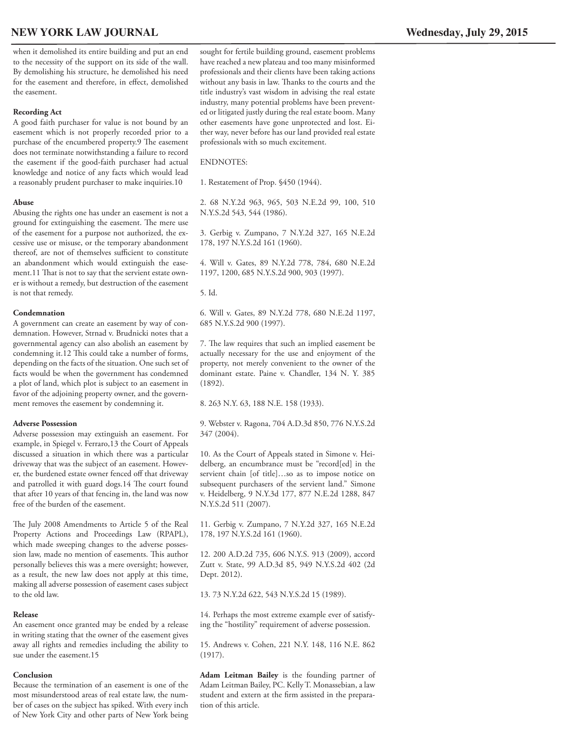when it demolished its entire building and put an end to the necessity of the support on its side of the wall. By demolishing his structure, he demolished his need for the easement and therefore, in effect, demolished the easement.

**Recording Act**

A good faith purchaser for value is not bound by an easement which is not properly recorded prior to a purchase of the encumbered property.9 The easement does not terminate notwithstanding a failure to record the easement if the good-faith purchaser had actual knowledge and notice of any facts which would lead a reasonably prudent purchaser to make inquiries.10

**Abuse**

Abusing the rights one has under an easement is not a ground for extinguishing the easement. The mere use of the easement for a purpose not authorized, the excessive use or misuse, or the temporary abandonment thereof, are not of themselves sufficient to constitute an abandonment which would extinguish the easement.11 That is not to say that the servient estate owner is without a remedy, but destruction of the easement is not that remedy.

**Condemnation**

A government can create an easement by way of condemnation. However, Strnad v. Brudnicki notes that a governmental agency can also abolish an easement by condemning it.12 This could take a number of forms, depending on the facts of the situation. One such set of facts would be when the government has condemned a plot of land, which plot is subject to an easement in favor of the adjoining property owner, and the government removes the easement by condemning it.

**Adverse Possession**

Adverse possession may extinguish an easement. For example, in Spiegel v. Ferraro,13 the Court of Appeals discussed a situation in which there was a particular driveway that was the subject of an easement. However, the burdened estate owner fenced off that driveway and patrolled it with guard dogs.14 The court found that after 10 years of that fencing in, the land was now free of the burden of the easement.

The July 2008 Amendments to Article 5 of the Real Property Actions and Proceedings Law (RPAPL), which made sweeping changes to the adverse possession law, made no mention of easements. This author personally believes this was a mere oversight; however, as a result, the new law does not apply at this time, making all adverse possession of easement cases subject to the old law.

**Release**

An easement once granted may be ended by a release in writing stating that the owner of the easement gives away all rights and remedies including the ability to sue under the easement.15

**Conclusion**

Because the termination of an easement is one of the most misunderstood areas of real estate law, the number of cases on the subject has spiked. With every inch of New York City and other parts of New York being sought for fertile building ground, easement problems have reached a new plateau and too many misinformed professionals and their clients have been taking actions without any basis in law. Thanks to the courts and the title industry's vast wisdom in advising the real estate industry, many potential problems have been prevented or litigated justly during the real estate boom. Many other easements have gone unprotected and lost. Either way, never before has our land provided real estate professionals with so much excitement.

ENDNOTES:

1. Restatement of Prop. §450 (1944).

2. 68 N.Y.2d 963, 965, 503 N.E.2d 99, 100, 510 N.Y.S.2d 543, 544 (1986).

3. Gerbig v. Zumpano, 7 N.Y.2d 327, 165 N.E.2d 178, 197 N.Y.S.2d 161 (1960).

4. Will v. Gates, 89 N.Y.2d 778, 784, 680 N.E.2d 1197, 1200, 685 N.Y.S.2d 900, 903 (1997).

5. Id.

6. Will v. Gates, 89 N.Y.2d 778, 680 N.E.2d 1197, 685 N.Y.S.2d 900 (1997).

7. The law requires that such an implied easement be actually necessary for the use and enjoyment of the property, not merely convenient to the owner of the dominant estate. Paine v. Chandler, 134 N. Y. 385 (1892).

8. 263 N.Y. 63, 188 N.E. 158 (1933).

9. Webster v. Ragona, 704 A.D.3d 850, 776 N.Y.S.2d 347 (2004).

10. As the Court of Appeals stated in Simone v. Heidelberg, an encumbrance must be "record[ed] in the servient chain [of title]…so as to impose notice on subsequent purchasers of the servient land." Simone v. Heidelberg, 9 N.Y.3d 177, 877 N.E.2d 1288, 847 N.Y.S.2d 511 (2007).

11. Gerbig v. Zumpano, 7 N.Y.2d 327, 165 N.E.2d 178, 197 N.Y.S.2d 161 (1960).

12. 200 A.D.2d 735, 606 N.Y.S. 913 (2009), accord Zutt v. State, 99 A.D.3d 85, 949 N.Y.S.2d 402 (2d Dept. 2012).

13. 73 N.Y.2d 622, 543 N.Y.S.2d 15 (1989).

14. Perhaps the most extreme example ever of satisfying the "hostility" requirement of adverse possession.

15. Andrews v. Cohen, 221 N.Y. 148, 116 N.E. 862 (1917).

**Adam Leitman Bailey** is the founding partner of Adam Leitman Bailey, PC. Kelly T. Monassebian, a law student and extern at the firm assisted in the preparation of this article.